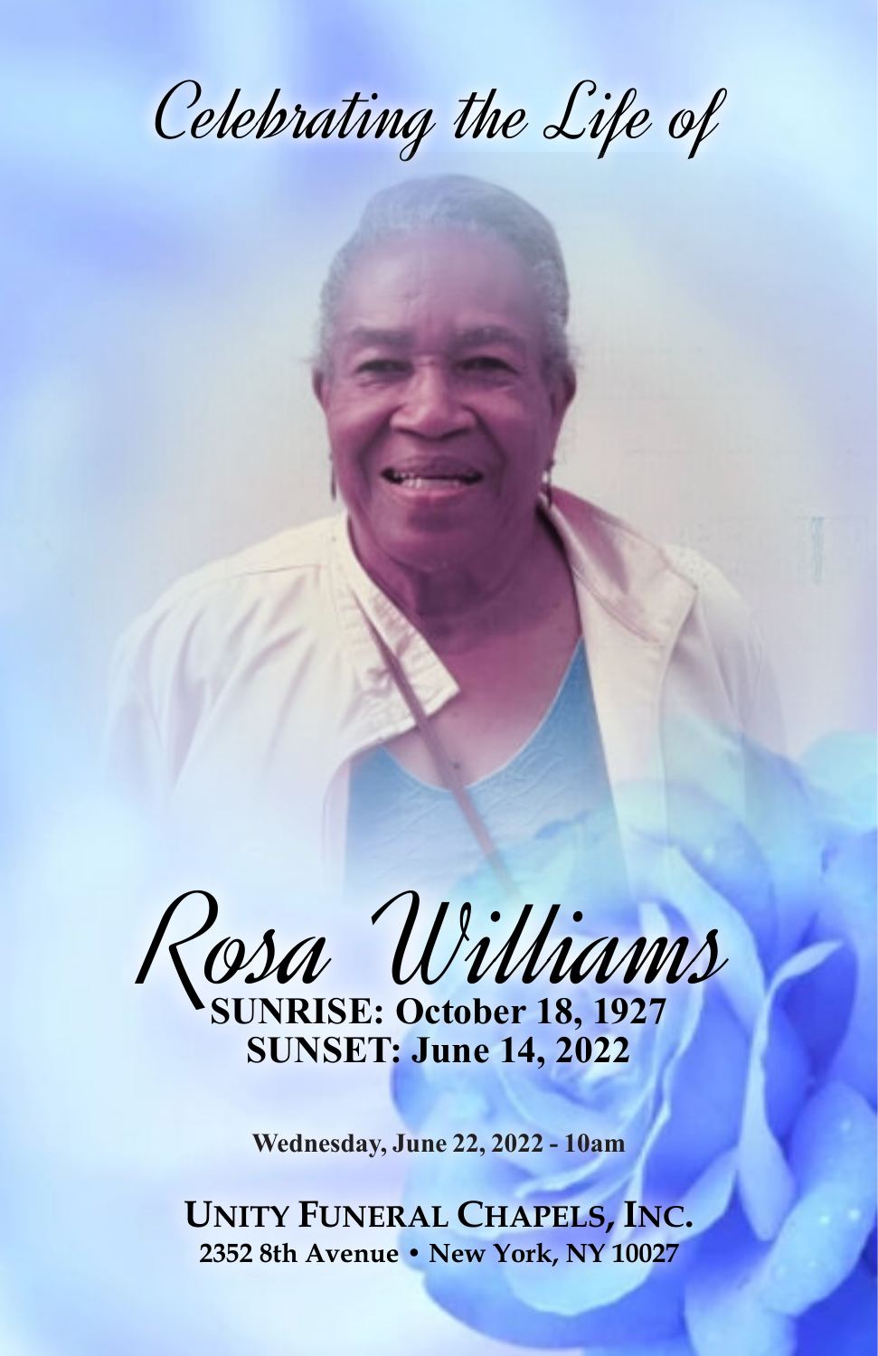*Celebrating the Life of*

# *Rosa Williams*

**SUNRISE: October 18, 1927**
**SUNSET: June 14, 2022**

**Wednesday, June 22, 2022 - 10am**

**UNITY FUNERAL CHAPELS, INC.**
**2352 8th Avenue • New York, NY 10027**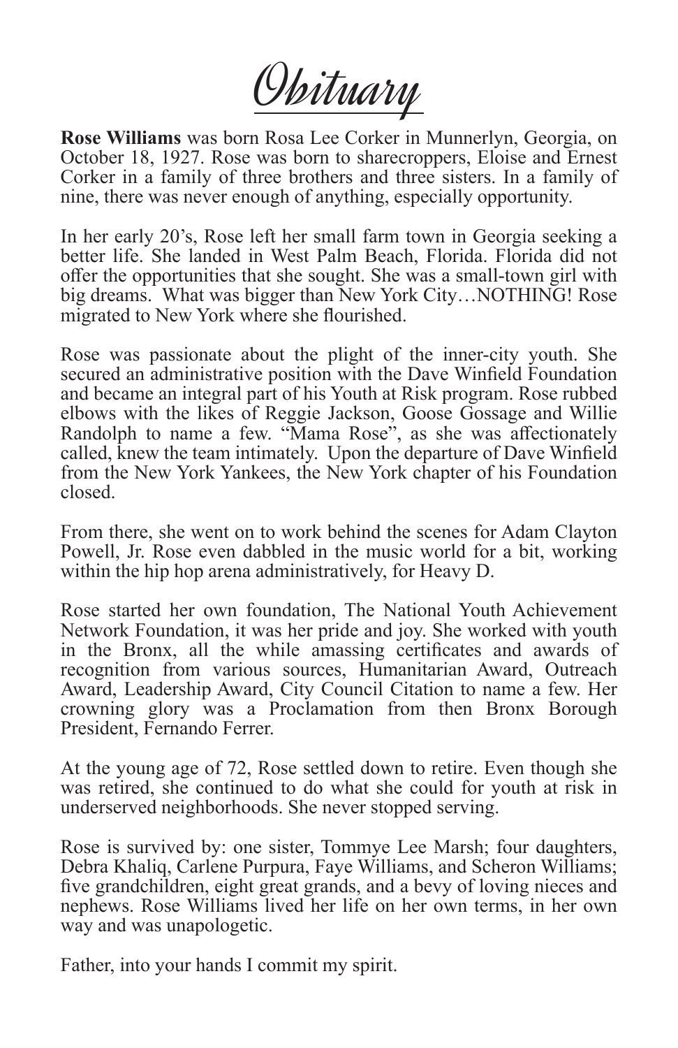# Obituary

**Rose Williams** was born Rosa Lee Corker in Munnerlyn, Georgia, on October 18, 1927. Rose was born to sharecroppers, Eloise and Ernest Corker in a family of three brothers and three sisters. In a family of nine, there was never enough of anything, especially opportunity.

In her early 20's, Rose left her small farm town in Georgia seeking a better life. She landed in West Palm Beach, Florida. Florida did not offer the opportunities that she sought. She was a small-town girl with big dreams. What was bigger than New York City…NOTHING! Rose migrated to New York where she flourished.

Rose was passionate about the plight of the inner-city youth. She secured an administrative position with the Dave Winfield Foundation and became an integral part of his Youth at Risk program. Rose rubbed elbows with the likes of Reggie Jackson, Goose Gossage and Willie Randolph to name a few. "Mama Rose", as she was affectionately called, knew the team intimately. Upon the departure of Dave Winfield from the New York Yankees, the New York chapter of his Foundation closed.

From there, she went on to work behind the scenes for Adam Clayton Powell, Jr. Rose even dabbled in the music world for a bit, working within the hip hop arena administratively, for Heavy D.

Rose started her own foundation, The National Youth Achievement Network Foundation, it was her pride and joy. She worked with youth in the Bronx, all the while amassing certificates and awards of recognition from various sources, Humanitarian Award, Outreach Award, Leadership Award, City Council Citation to name a few. Her crowning glory was a Proclamation from then Bronx Borough President, Fernando Ferrer.

At the young age of 72, Rose settled down to retire. Even though she was retired, she continued to do what she could for youth at risk in underserved neighborhoods. She never stopped serving.

Rose is survived by: one sister, Tommye Lee Marsh; four daughters, Debra Khaliq, Carlene Purpura, Faye Williams, and Scheron Williams; five grandchildren, eight great grands, and a bevy of loving nieces and nephews. Rose Williams lived her life on her own terms, in her own way and was unapologetic.

Father, into your hands I commit my spirit.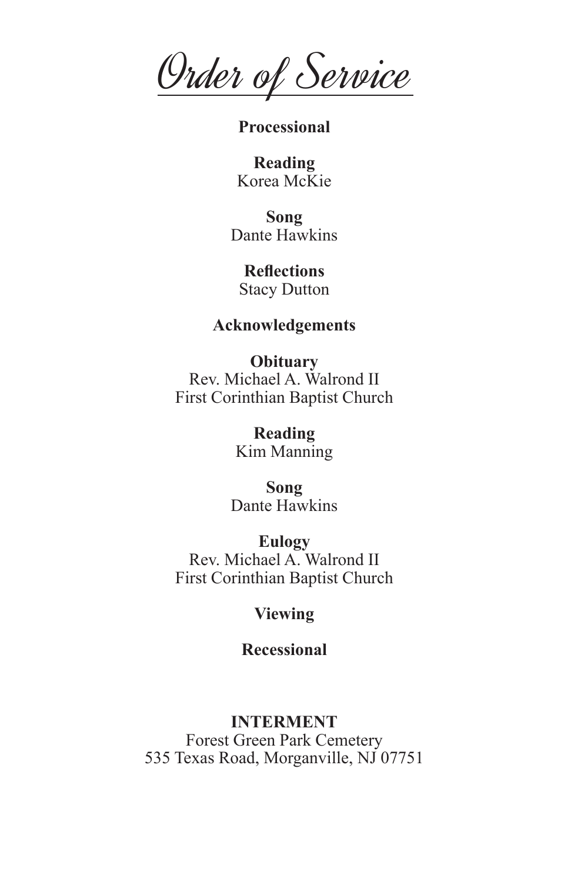# Order of Service

**Processional**

**Reading**
Korea McKie

**Song**
Dante Hawkins

**Reflections**
Stacy Dutton

**Acknowledgements**

**Obituary**
Rev. Michael A. Walrond II
First Corinthian Baptist Church

**Reading**
Kim Manning

**Song**
Dante Hawkins

**Eulogy**
Rev. Michael A. Walrond II
First Corinthian Baptist Church

**Viewing**

**Recessional**

**INTERMENT**
Forest Green Park Cemetery
535 Texas Road, Morganville, NJ 07751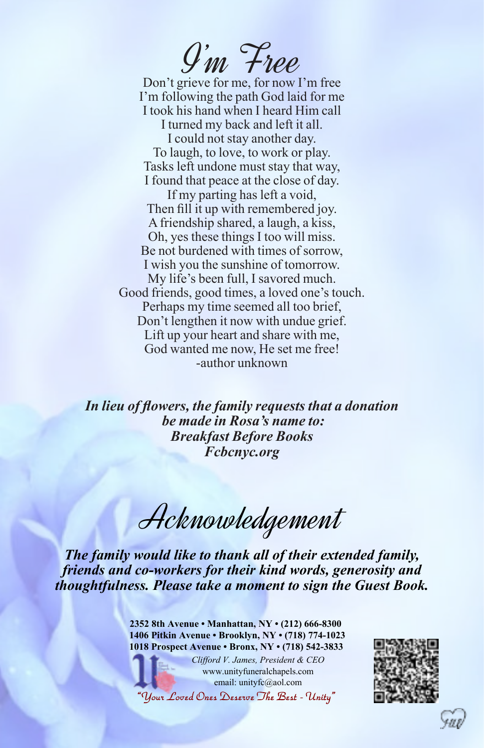# I'm Free

Don't grieve for me, for now I'm free
I'm following the path God laid for me
I took his hand when I heard Him call
I turned my back and left it all.
I could not stay another day.
To laugh, to love, to work or play.
Tasks left undone must stay that way,
I found that peace at the close of day.
If my parting has left a void,
Then fill it up with remembered joy.
A friendship shared, a laugh, a kiss,
Oh, yes these things I too will miss.
Be not burdened with times of sorrow,
I wish you the sunshine of tomorrow.
My life's been full, I savored much.
Good friends, good times, a loved one's touch.
Perhaps my time seemed all too brief,
Don't lengthen it now with undue grief.
Lift up your heart and share with me,
God wanted me now, He set me free!
-author unknown

***In lieu of flowers, the family requests that a donation be made in Rosa's name to:***
***Breakfast Before Books***
***Fcbcnyc.org***

# Acknowledgement

***The family would like to thank all of their extended family, friends and co-workers for their kind words, generosity and thoughtfulness. Please take a moment to sign the Guest Book.***

**2352 8th Avenue • Manhattan, NY • (212) 666-8300**
**1406 Pitkin Avenue • Brooklyn, NY • (718) 774-1023**
**1018 Prospect Avenue • Bronx, NY • (718) 542-3833**

*Clifford V. James, President & CEO*
www.unityfuneralchapels.com
email: unityfc@aol.com

"Your Loved Ones Deserve The Best - Unity"